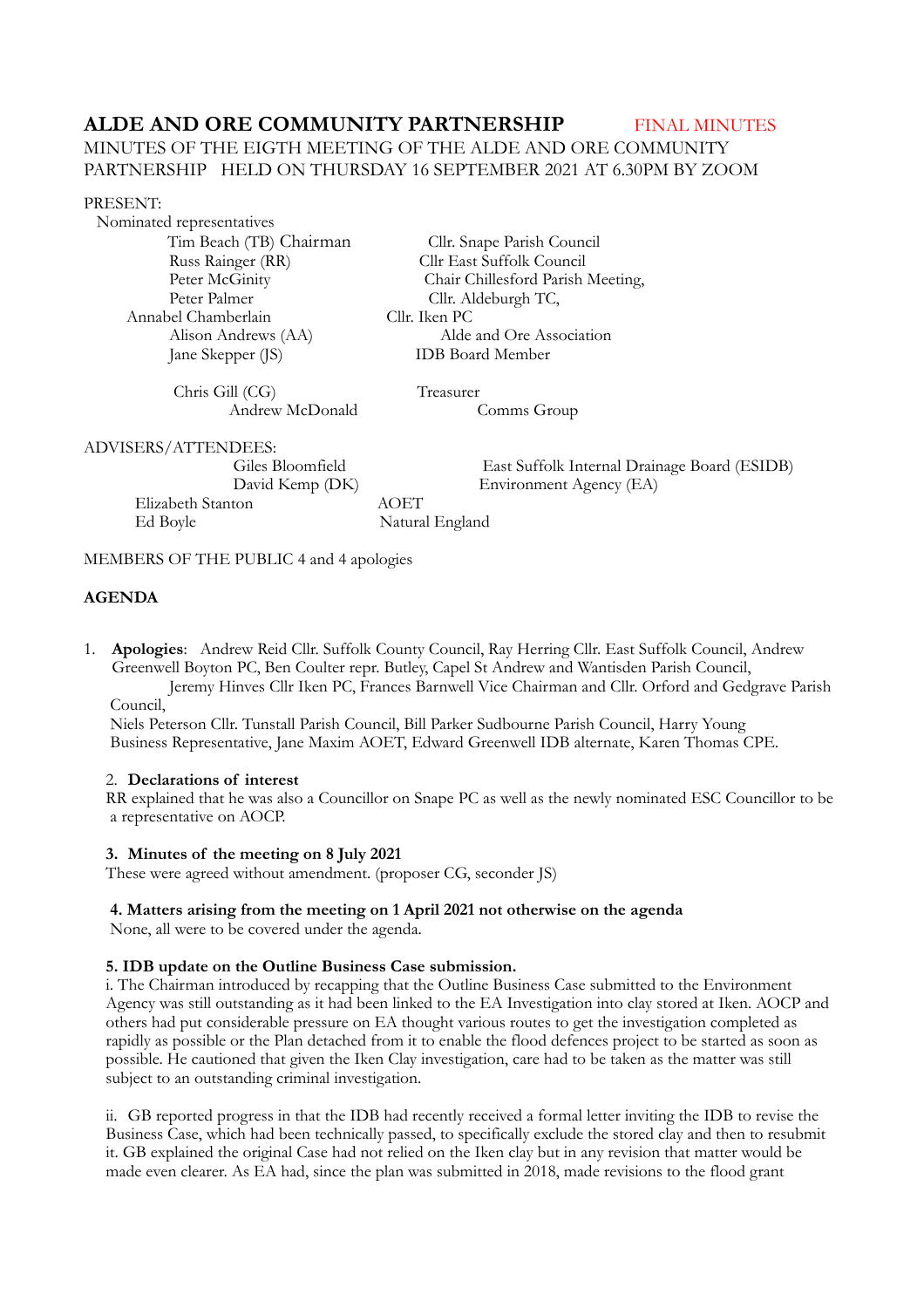# ALDE AND ORE COMMUNITY PARTNERSHIP FINAL MINUTES

MINUTES OF THE EIGTH MEETING OF THE ALDE AND ORE COMMUNITY PARTNERSHIP HELD ON THURSDAY 16 SEPTEMBER 2021 AT 6.30PM BY ZOOM

PRESENT:

Nominated representatives

| | |
|---|---|
| Tim Beach (TB) Chairman | Cllr. Snape Parish Council |
| Russ Rainger (RR) | Cllr East Suffolk Council |
| Peter McGinity | Chair Chillesford Parish Meeting, |
| Peter Palmer | Cllr. Aldeburgh TC, |
| Annabel Chamberlain | Cllr. Iken PC |
| Alison Andrews (AA) | Alde and Ore Association |
| Jane Skepper (JS) | IDB Board Member |
| Chris Gill (CG) | Treasurer |
| Andrew McDonald | Comms Group |

ADVISERS/ATTENDEES:

| | |
|---|---|
| Giles Bloomfield | East Suffolk Internal Drainage Board (ESIDB) |
| David Kemp (DK) | Environment Agency (EA) |
| Elizabeth Stanton | AOET |
| Ed Boyle | Natural England |

MEMBERS OF THE PUBLIC 4 and 4 apologies

## AGENDA

1. **Apologies**: Andrew Reid Cllr. Suffolk County Council, Ray Herring Cllr. East Suffolk Council, Andrew Greenwell Boyton PC, Ben Coulter repr. Butley, Capel St Andrew and Wantisden Parish Council, Jeremy Hinves Cllr Iken PC, Frances Barnwell Vice Chairman and Cllr. Orford and Gedgrave Parish Council,
   Niels Peterson Cllr. Tunstall Parish Council, Bill Parker Sudbourne Parish Council, Harry Young Business Representative, Jane Maxim AOET, Edward Greenwell IDB alternate, Karen Thomas CPE.

2. **Declarations of interest**

RR explained that he was also a Councillor on Snape PC as well as the newly nominated ESC Councillor to be a representative on AOCP.

**3. Minutes of the meeting on 8 July 2021**

These were agreed without amendment. (proposer CG, seconder JS)

**4. Matters arising from the meeting on 1 April 2021 not otherwise on the agenda**

None, all were to be covered under the agenda.

**5. IDB update on the Outline Business Case submission.**

i. The Chairman introduced by recapping that the Outline Business Case submitted to the Environment Agency was still outstanding as it had been linked to the EA Investigation into clay stored at Iken. AOCP and others had put considerable pressure on EA thought various routes to get the investigation completed as rapidly as possible or the Plan detached from it to enable the flood defences project to be started as soon as possible. He cautioned that given the Iken Clay investigation, care had to be taken as the matter was still subject to an outstanding criminal investigation.

ii. GB reported progress in that the IDB had recently received a formal letter inviting the IDB to revise the Business Case, which had been technically passed, to specifically exclude the stored clay and then to resubmit it. GB explained the original Case had not relied on the Iken clay but in any revision that matter would be made even clearer. As EA had, since the plan was submitted in 2018, made revisions to the flood grant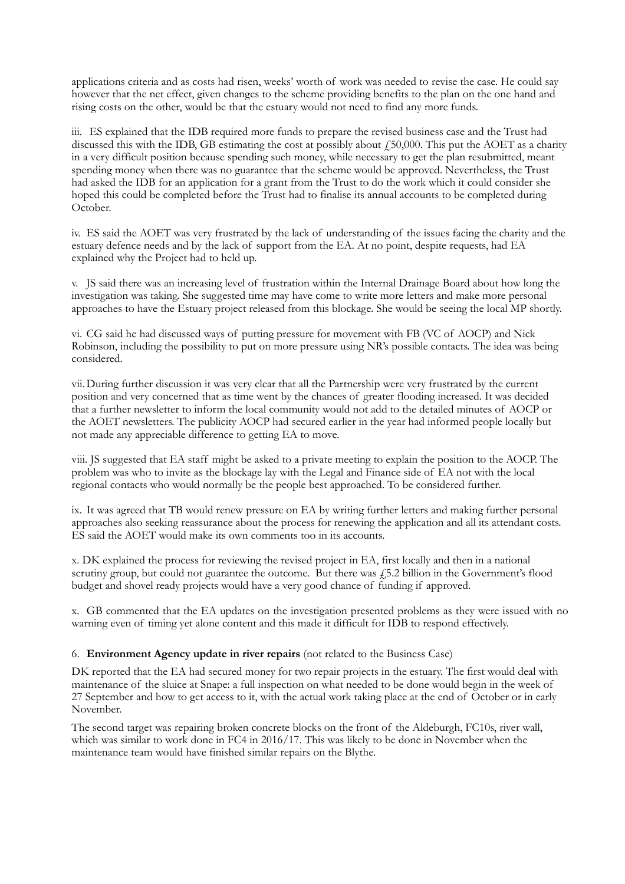applications criteria and as costs had risen, weeks' worth of work was needed to revise the case. He could say however that the net effect, given changes to the scheme providing benefits to the plan on the one hand and rising costs on the other, would be that the estuary would not need to find any more funds.

iii. ES explained that the IDB required more funds to prepare the revised business case and the Trust had discussed this with the IDB, GB estimating the cost at possibly about £50,000. This put the AOET as a charity in a very difficult position because spending such money, while necessary to get the plan resubmitted, meant spending money when there was no guarantee that the scheme would be approved. Nevertheless, the Trust had asked the IDB for an application for a grant from the Trust to do the work which it could consider she hoped this could be completed before the Trust had to finalise its annual accounts to be completed during October.

iv. ES said the AOET was very frustrated by the lack of understanding of the issues facing the charity and the estuary defence needs and by the lack of support from the EA. At no point, despite requests, had EA explained why the Project had to held up.

v. JS said there was an increasing level of frustration within the Internal Drainage Board about how long the investigation was taking. She suggested time may have come to write more letters and make more personal approaches to have the Estuary project released from this blockage. She would be seeing the local MP shortly.

vi. CG said he had discussed ways of putting pressure for movement with FB (VC of AOCP) and Nick Robinson, including the possibility to put on more pressure using NR's possible contacts. The idea was being considered.

vii. During further discussion it was very clear that all the Partnership were very frustrated by the current position and very concerned that as time went by the chances of greater flooding increased. It was decided that a further newsletter to inform the local community would not add to the detailed minutes of AOCP or the AOET newsletters. The publicity AOCP had secured earlier in the year had informed people locally but not made any appreciable difference to getting EA to move.

viii. JS suggested that EA staff might be asked to a private meeting to explain the position to the AOCP. The problem was who to invite as the blockage lay with the Legal and Finance side of EA not with the local regional contacts who would normally be the people best approached. To be considered further.

ix. It was agreed that TB would renew pressure on EA by writing further letters and making further personal approaches also seeking reassurance about the process for renewing the application and all its attendant costs. ES said the AOET would make its own comments too in its accounts.

x. DK explained the process for reviewing the revised project in EA, first locally and then in a national scrutiny group, but could not guarantee the outcome. But there was £5.2 billion in the Government's flood budget and shovel ready projects would have a very good chance of funding if approved.

x. GB commented that the EA updates on the investigation presented problems as they were issued with no warning even of timing yet alone content and this made it difficult for IDB to respond effectively.

6. **Environment Agency update in river repairs** (not related to the Business Case)

DK reported that the EA had secured money for two repair projects in the estuary. The first would deal with maintenance of the sluice at Snape: a full inspection on what needed to be done would begin in the week of 27 September and how to get access to it, with the actual work taking place at the end of October or in early November.

The second target was repairing broken concrete blocks on the front of the Aldeburgh, FC10s, river wall, which was similar to work done in FC4 in 2016/17. This was likely to be done in November when the maintenance team would have finished similar repairs on the Blythe.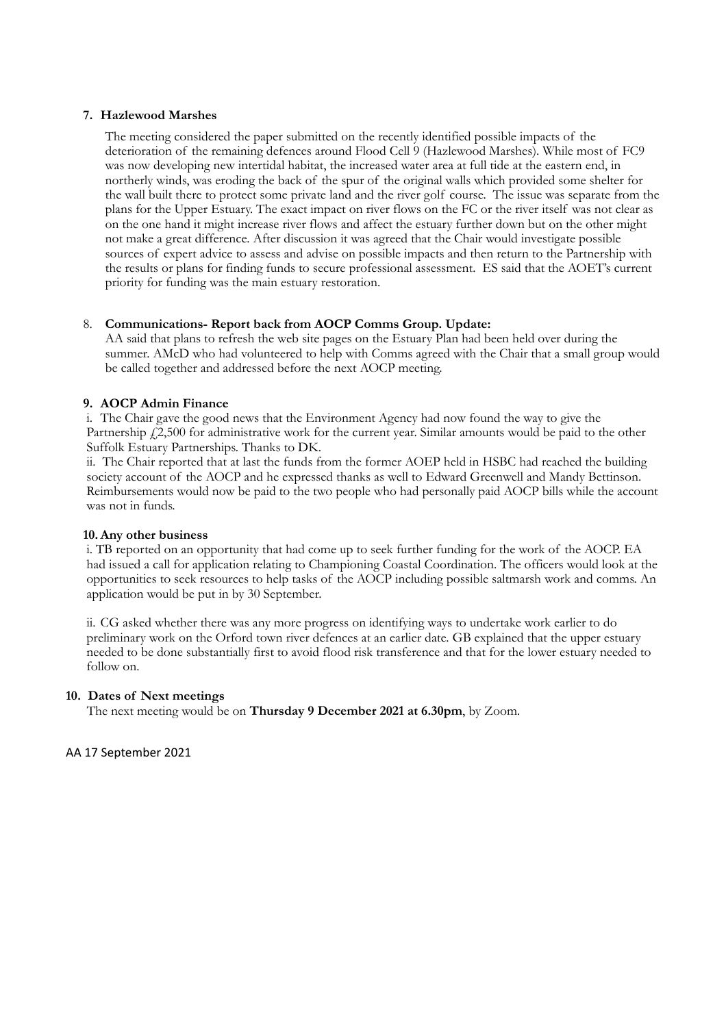**7. Hazlewood Marshes**

The meeting considered the paper submitted on the recently identified possible impacts of the deterioration of the remaining defences around Flood Cell 9 (Hazlewood Marshes). While most of FC9 was now developing new intertidal habitat, the increased water area at full tide at the eastern end, in northerly winds, was eroding the back of the spur of the original walls which provided some shelter for the wall built there to protect some private land and the river golf course. The issue was separate from the plans for the Upper Estuary. The exact impact on river flows on the FC or the river itself was not clear as on the one hand it might increase river flows and affect the estuary further down but on the other might not make a great difference. After discussion it was agreed that the Chair would investigate possible sources of expert advice to assess and advise on possible impacts and then return to the Partnership with the results or plans for finding funds to secure professional assessment. ES said that the AOET's current priority for funding was the main estuary restoration.

8. **Communications- Report back from AOCP Comms Group. Update:**

AA said that plans to refresh the web site pages on the Estuary Plan had been held over during the summer. AMcD who had volunteered to help with Comms agreed with the Chair that a small group would be called together and addressed before the next AOCP meeting.

**9. AOCP Admin Finance**

i. The Chair gave the good news that the Environment Agency had now found the way to give the Partnership £2,500 for administrative work for the current year. Similar amounts would be paid to the other Suffolk Estuary Partnerships. Thanks to DK.

ii. The Chair reported that at last the funds from the former AOEP held in HSBC had reached the building society account of the AOCP and he expressed thanks as well to Edward Greenwell and Mandy Bettinson. Reimbursements would now be paid to the two people who had personally paid AOCP bills while the account was not in funds.

**10. Any other business**

i. TB reported on an opportunity that had come up to seek further funding for the work of the AOCP. EA had issued a call for application relating to Championing Coastal Coordination. The officers would look at the opportunities to seek resources to help tasks of the AOCP including possible saltmarsh work and comms. An application would be put in by 30 September.

ii. CG asked whether there was any more progress on identifying ways to undertake work earlier to do preliminary work on the Orford town river defences at an earlier date. GB explained that the upper estuary needed to be done substantially first to avoid flood risk transference and that for the lower estuary needed to follow on.

**10. Dates of Next meetings**

The next meeting would be on **Thursday 9 December 2021 at 6.30pm**, by Zoom.

AA 17 September 2021